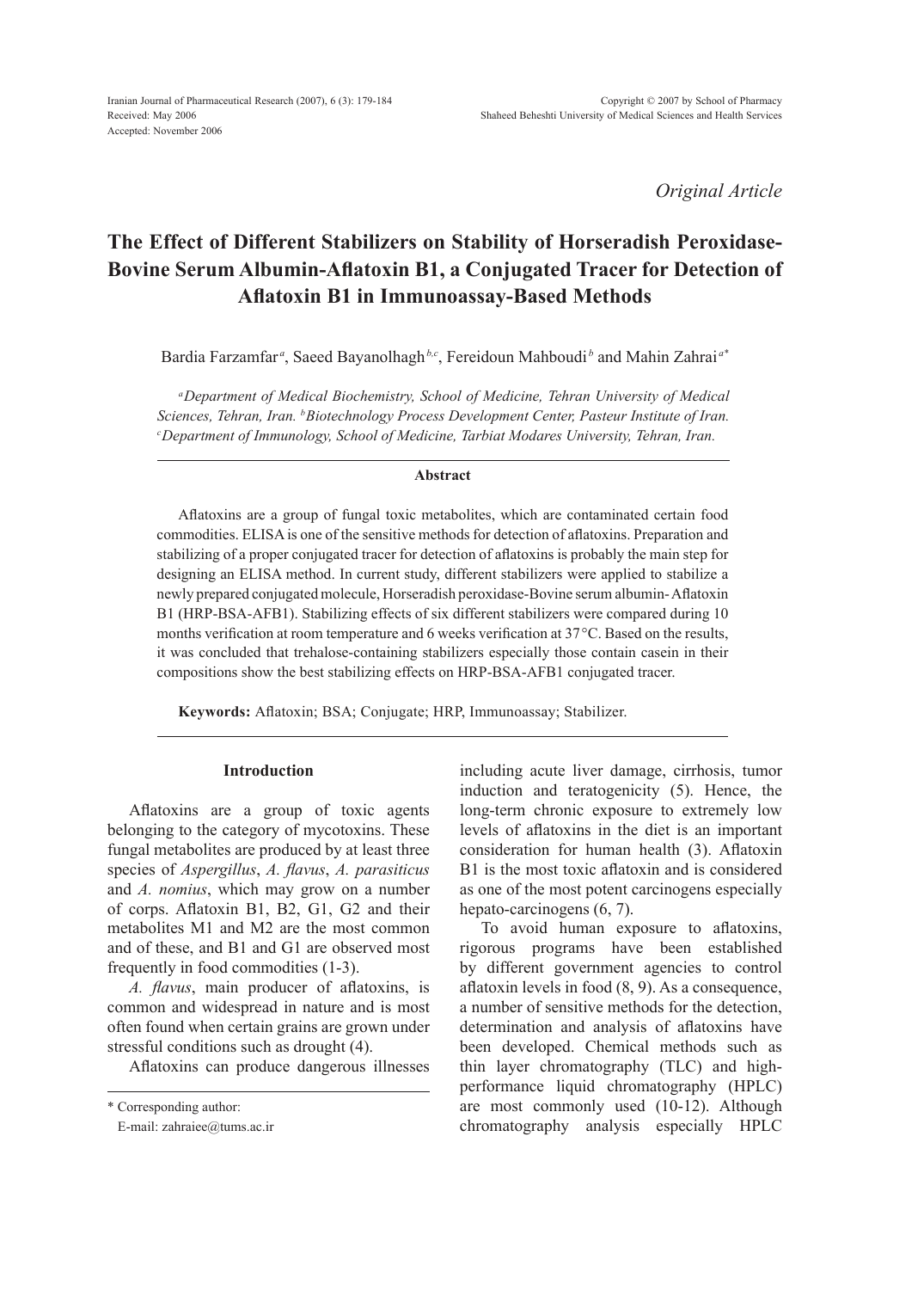Received: May 2006
Accepted: November 2006

*Original Article*

# The Effect of Different Stabilizers on Stability of Horseradish Peroxidase-Bovine Serum Albumin-Aflatoxin B1, a Conjugated Tracer for Detection of Aflatoxin B1 in Immunoassay-Based Methods

Bardia Farzamfar[a], Saeed Bayanolhagh[b,c], Fereidoun Mahboudi[b] and Mahin Zahrai[a*]

[a]*Department of Medical Biochemistry, School of Medicine, Tehran University of Medical Sciences, Tehran, Iran.* [b]*Biotechnology Process Development Center, Pasteur Institute of Iran.* [c]*Department of Immunology, School of Medicine, Tarbiat Modares University, Tehran, Iran.*

## Abstract

Aflatoxins are a group of fungal toxic metabolites, which are contaminated certain food commodities. ELISA is one of the sensitive methods for detection of aflatoxins. Preparation and stabilizing of a proper conjugated tracer for detection of aflatoxins is probably the main step for designing an ELISA method. In current study, different stabilizers were applied to stabilize a newly prepared conjugated molecule, Horseradish peroxidase-Bovine serum albumin- Aflatoxin B1 (HRP-BSA-AFB1). Stabilizing effects of six different stabilizers were compared during 10 months verification at room temperature and 6 weeks verification at 37°C. Based on the results, it was concluded that trehalose-containing stabilizers especially those contain casein in their compositions show the best stabilizing effects on HRP-BSA-AFB1 conjugated tracer.

**Keywords:** Aflatoxin; BSA; Conjugate; HRP, Immunoassay; Stabilizer.

## Introduction

Aflatoxins are a group of toxic agents belonging to the category of mycotoxins. These fungal metabolites are produced by at least three species of *Aspergillus*, *A. flavus*, *A. parasiticus* and *A. nomius*, which may grow on a number of corps. Aflatoxin B1, B2, G1, G2 and their metabolites M1 and M2 are the most common and of these, and B1 and G1 are observed most frequently in food commodities (1-3).

*A. flavus*, main producer of aflatoxins, is common and widespread in nature and is most often found when certain grains are grown under stressful conditions such as drought (4).

Aflatoxins can produce dangerous illnesses including acute liver damage, cirrhosis, tumor induction and teratogenicity (5). Hence, the long-term chronic exposure to extremely low levels of aflatoxins in the diet is an important consideration for human health (3). Aflatoxin B1 is the most toxic aflatoxin and is considered as one of the most potent carcinogens especially hepato-carcinogens (6, 7).

To avoid human exposure to aflatoxins, rigorous programs have been established by different government agencies to control aflatoxin levels in food (8, 9). As a consequence, a number of sensitive methods for the detection, determination and analysis of aflatoxins have been developed. Chemical methods such as thin layer chromatography (TLC) and high-performance liquid chromatography (HPLC) are most commonly used (10-12). Although chromatography analysis especially HPLC

\* Corresponding author:
E-mail: zahraiee@tums.ac.ir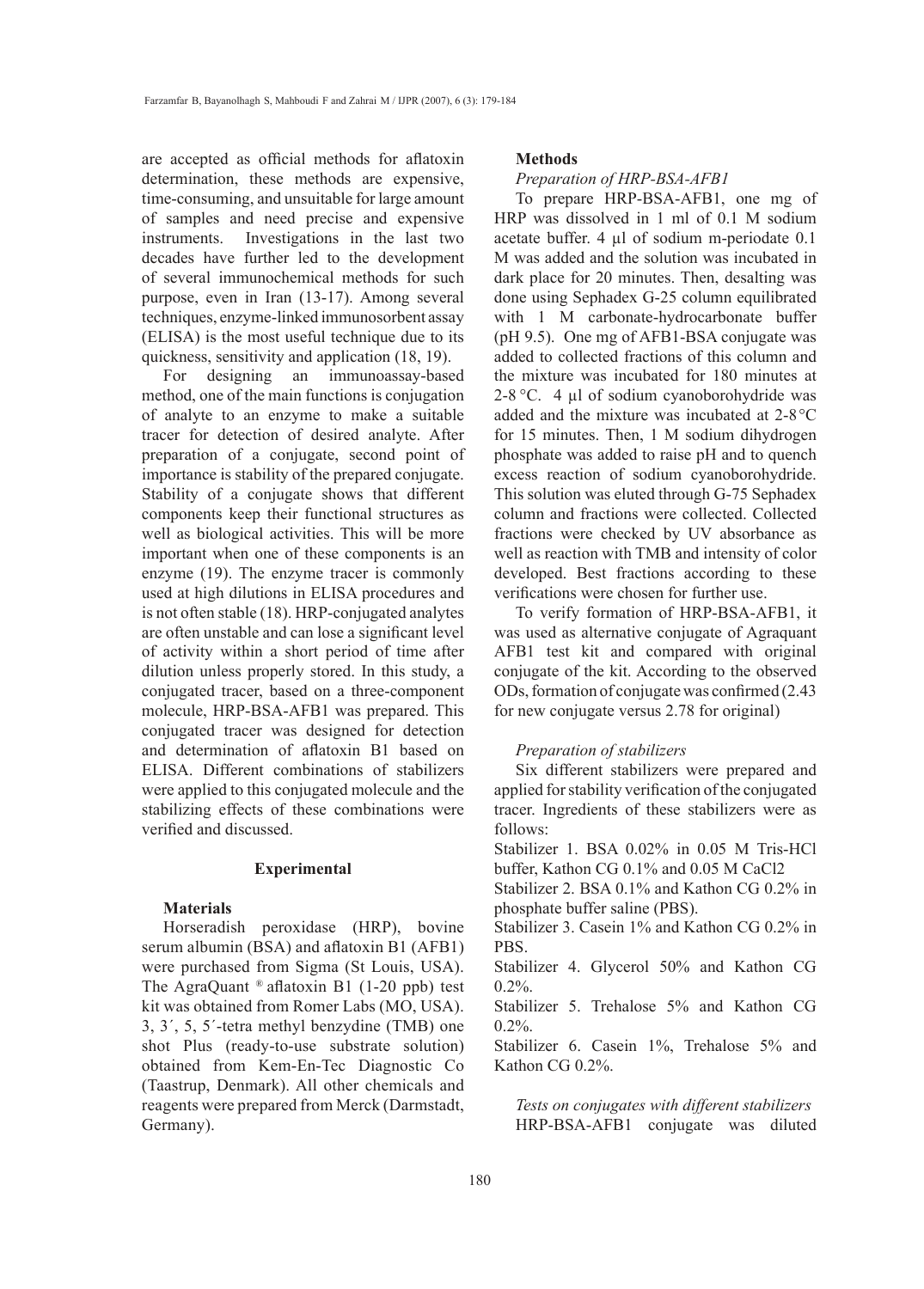are accepted as official methods for aflatoxin determination, these methods are expensive, time-consuming, and unsuitable for large amount of samples and need precise and expensive instruments. Investigations in the last two decades have further led to the development of several immunochemical methods for such purpose, even in Iran (13-17). Among several techniques, enzyme-linked immunosorbent assay (ELISA) is the most useful technique due to its quickness, sensitivity and application (18, 19).

For designing an immunoassay-based method, one of the main functions is conjugation of analyte to an enzyme to make a suitable tracer for detection of desired analyte. After preparation of a conjugate, second point of importance is stability of the prepared conjugate. Stability of a conjugate shows that different components keep their functional structures as well as biological activities. This will be more important when one of these components is an enzyme (19). The enzyme tracer is commonly used at high dilutions in ELISA procedures and is not often stable (18). HRP-conjugated analytes are often unstable and can lose a significant level of activity within a short period of time after dilution unless properly stored. In this study, a conjugated tracer, based on a three-component molecule, HRP-BSA-AFB1 was prepared. This conjugated tracer was designed for detection and determination of aflatoxin B1 based on ELISA. Different combinations of stabilizers were applied to this conjugated molecule and the stabilizing effects of these combinations were verified and discussed.

## Experimental

### Materials

Horseradish peroxidase (HRP), bovine serum albumin (BSA) and aflatoxin B1 (AFB1) were purchased from Sigma (St Louis, USA). The AgraQuant ® aflatoxin B1 (1-20 ppb) test kit was obtained from Romer Labs (MO, USA). 3, 3´, 5, 5´-tetra methyl benzydine (TMB) one shot Plus (ready-to-use substrate solution) obtained from Kem-En-Tec Diagnostic Co (Taastrup, Denmark). All other chemicals and reagents were prepared from Merck (Darmstadt, Germany).

### Methods

*Preparation of HRP-BSA-AFB1*

To prepare HRP-BSA-AFB1, one mg of HRP was dissolved in 1 ml of 0.1 M sodium acetate buffer. 4 µl of sodium m-periodate 0.1 M was added and the solution was incubated in dark place for 20 minutes. Then, desalting was done using Sephadex G-25 column equilibrated with 1 M carbonate-hydrocarbonate buffer (pH 9.5). One mg of AFB1-BSA conjugate was added to collected fractions of this column and the mixture was incubated for 180 minutes at 2-8 °C. 4 µl of sodium cyanoborohydride was added and the mixture was incubated at 2-8 °C for 15 minutes. Then, 1 M sodium dihydrogen phosphate was added to raise pH and to quench excess reaction of sodium cyanoborohydride. This solution was eluted through G-75 Sephadex column and fractions were collected. Collected fractions were checked by UV absorbance as well as reaction with TMB and intensity of color developed. Best fractions according to these verifications were chosen for further use.

To verify formation of HRP-BSA-AFB1, it was used as alternative conjugate of Agraquant AFB1 test kit and compared with original conjugate of the kit. According to the observed ODs, formation of conjugate was confirmed (2.43 for new conjugate versus 2.78 for original)

*Preparation of stabilizers*

Six different stabilizers were prepared and applied for stability verification of the conjugated tracer. Ingredients of these stabilizers were as follows:

Stabilizer 1. BSA 0.02% in 0.05 M Tris-HCl buffer, Kathon CG 0.1% and 0.05 M $CaCl_2$

Stabilizer 2. BSA 0.1% and Kathon CG 0.2% in phosphate buffer saline (PBS).

Stabilizer 3. Casein 1% and Kathon CG 0.2% in PBS.

Stabilizer 4. Glycerol 50% and Kathon CG 0.2%.

Stabilizer 5. Trehalose 5% and Kathon CG 0.2%.

Stabilizer 6. Casein 1%, Trehalose 5% and Kathon CG 0.2%.

*Tests on conjugates with different stabilizers*

HRP-BSA-AFB1 conjugate was diluted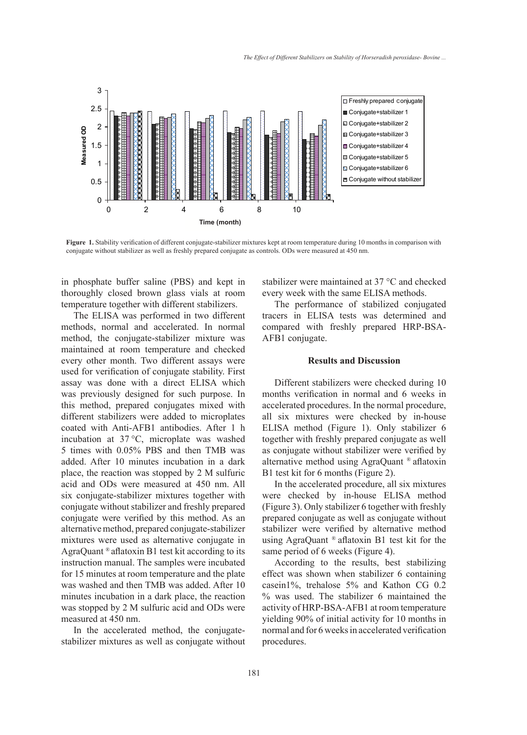**Figure 1.** Stability verification of different conjugate-stabilizer mixtures kept at room temperature during 10 months in comparison with conjugate without stabilizer as well as freshly prepared conjugate as controls. ODs were measured at 450 nm.

in phosphate buffer saline (PBS) and kept in thoroughly closed brown glass vials at room temperature together with different stabilizers.

The ELISA was performed in two different methods, normal and accelerated. In normal method, the conjugate-stabilizer mixture was maintained at room temperature and checked every other month. Two different assays were used for verification of conjugate stability. First assay was done with a direct ELISA which was previously designed for such purpose. In this method, prepared conjugates mixed with different stabilizers were added to microplates coated with Anti-AFB1 antibodies. After 1 h incubation at 37 °C, microplate was washed 5 times with 0.05% PBS and then TMB was added. After 10 minutes incubation in a dark place, the reaction was stopped by 2 M sulfuric acid and ODs were measured at 450 nm. All six conjugate-stabilizer mixtures together with conjugate without stabilizer and freshly prepared conjugate were verified by this method. As an alternative method, prepared conjugate-stabilizer mixtures were used as alternative conjugate in AgraQuant ® aflatoxin B1 test kit according to its instruction manual. The samples were incubated for 15 minutes at room temperature and the plate was washed and then TMB was added. After 10 minutes incubation in a dark place, the reaction was stopped by 2 M sulfuric acid and ODs were measured at 450 nm.

In the accelerated method, the conjugate-stabilizer mixtures as well as conjugate without stabilizer were maintained at 37 °C and checked every week with the same ELISA methods.

The performance of stabilized conjugated tracers in ELISA tests was determined and compared with freshly prepared HRP-BSA-AFB1 conjugate.

## Results and Discussion

Different stabilizers were checked during 10 months verification in normal and 6 weeks in accelerated procedures. In the normal procedure, all six mixtures were checked by in-house ELISA method (Figure 1). Only stabilizer 6 together with freshly prepared conjugate as well as conjugate without stabilizer were verified by alternative method using AgraQuant ® aflatoxin B1 test kit for 6 months (Figure 2).

In the accelerated procedure, all six mixtures were checked by in-house ELISA method (Figure 3). Only stabilizer 6 together with freshly prepared conjugate as well as conjugate without stabilizer were verified by alternative method using AgraQuant ® aflatoxin B1 test kit for the same period of 6 weeks (Figure 4).

According to the results, best stabilizing effect was shown when stabilizer 6 containing casein1%, trehalose 5% and Kathon CG 0.2 % was used. The stabilizer 6 maintained the activity of HRP-BSA-AFB1 at room temperature yielding 90% of initial activity for 10 months in normal and for 6 weeks in accelerated verification procedures.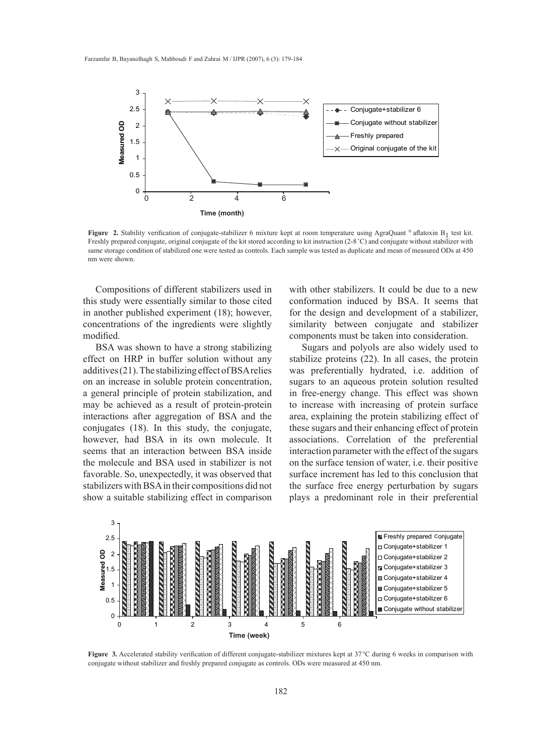**Figure 2.** Stability verification of conjugate-stabilizer 6 mixture kept at room temperature using AgraQuant ® aflatoxin $B_1$ test kit. Freshly prepared conjugate, original conjugate of the kit stored according to kit instruction (2-8 °C) and conjugate without stabilizer with same storage condition of stabilized one were tested as controls. Each sample was tested as duplicate and mean of measured ODs at 450 nm were shown.

Compositions of different stabilizers used in this study were essentially similar to those cited in another published experiment (18); however, concentrations of the ingredients were slightly modified.

BSA was shown to have a strong stabilizing effect on HRP in buffer solution without any additives (21). The stabilizing effect of BSA relies on an increase in soluble protein concentration, a general principle of protein stabilization, and may be achieved as a result of protein-protein interactions after aggregation of BSA and the conjugates (18). In this study, the conjugate, however, had BSA in its own molecule. It seems that an interaction between BSA inside the molecule and BSA used in stabilizer is not favorable. So, unexpectedly, it was observed that stabilizers with BSA in their compositions did not show a suitable stabilizing effect in comparison with other stabilizers. It could be due to a new conformation induced by BSA. It seems that for the design and development of a stabilizer, similarity between conjugate and stabilizer components must be taken into consideration.

Sugars and polyols are also widely used to stabilize proteins (22). In all cases, the protein was preferentially hydrated, i.e. addition of sugars to an aqueous protein solution resulted in free-energy change. This effect was shown to increase with increasing of protein surface area, explaining the protein stabilizing effect of these sugars and their enhancing effect of protein associations. Correlation of the preferential interaction parameter with the effect of the sugars on the surface tension of water, i.e. their positive surface increment has led to this conclusion that the surface free energy perturbation by sugars plays a predominant role in their preferential

**Figure 3.** Accelerated stability verification of different conjugate-stabilizer mixtures kept at 37 °C during 6 weeks in comparison with conjugate without stabilizer and freshly prepared conjugate as controls. ODs were measured at 450 nm.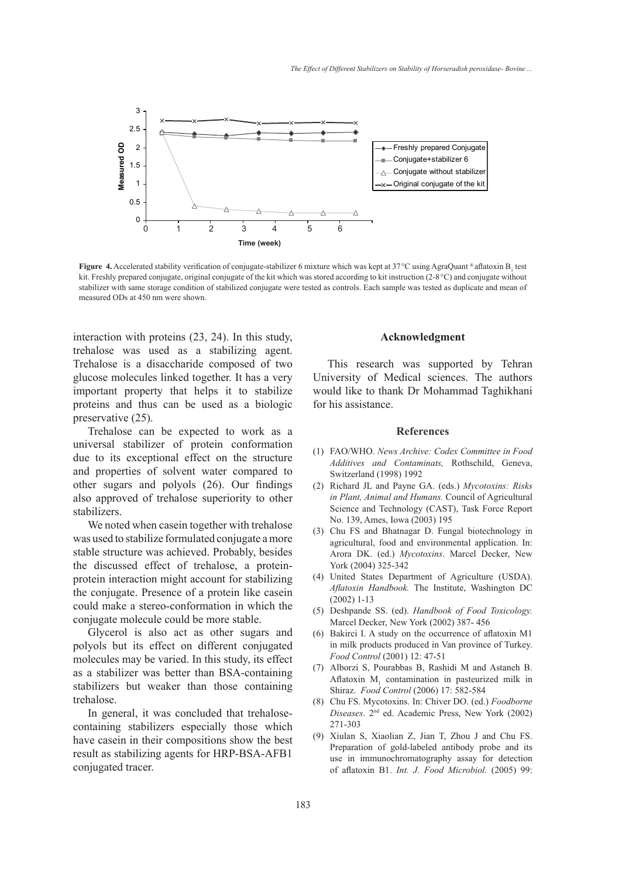**Figure 4.** Accelerated stability verification of conjugate-stabilizer 6 mixture which was kept at 37 °C using AgraQuant ® aflatoxin $B_1$ test kit. Freshly prepared conjugate, original conjugate of the kit which was stored according to kit instruction (2-8 °C) and conjugate without stabilizer with same storage condition of stabilized conjugate were tested as controls. Each sample was tested as duplicate and mean of measured ODs at 450 nm were shown.

interaction with proteins (23, 24). In this study, trehalose was used as a stabilizing agent. Trehalose is a disaccharide composed of two glucose molecules linked together. It has a very important property that helps it to stabilize proteins and thus can be used as a biologic preservative (25).

Trehalose can be expected to work as a universal stabilizer of protein conformation due to its exceptional effect on the structure and properties of solvent water compared to other sugars and polyols (26). Our findings also approved of trehalose superiority to other stabilizers.

We noted when casein together with trehalose was used to stabilize formulated conjugate a more stable structure was achieved. Probably, besides the discussed effect of trehalose, a protein-protein interaction might account for stabilizing the conjugate. Presence of a protein like casein could make a stereo-conformation in which the conjugate molecule could be more stable.

Glycerol is also act as other sugars and polyols but its effect on different conjugated molecules may be varied. In this study, its effect as a stabilizer was better than BSA-containing stabilizers but weaker than those containing trehalose.

In general, it was concluded that trehalose-containing stabilizers especially those which have casein in their compositions show the best result as stabilizing agents for HRP-BSA-AFB1 conjugated tracer.

## Acknowledgment

This research was supported by Tehran University of Medical sciences. The authors would like to thank Dr Mohammad Taghikhani for his assistance.

## References

(1) FAO/WHO. *News Archive: Codex Committee in Food Additives and Contaminats,* Rothschild, Geneva, Switzerland (1998) 1992

(2) Richard JL and Payne GA. (eds.) *Mycotoxins: Risks in Plant, Animal and Humans.* Council of Agricultural Science and Technology (CAST), Task Force Report No. 139, Ames, Iowa (2003) 195

(3) Chu FS and Bhatnagar D. Fungal biotechnology in agricultural, food and environmental application. In: Arora DK. (ed.) *Mycotoxins*. Marcel Decker, New York (2004) 325-342

(4) United States Department of Agriculture (USDA). *Aflatoxin Handbook.* The Institute, Washington DC (2002) 1-13

(5) Deshpande SS. (ed). *Handbook of Food Toxicology.* Marcel Decker, New York (2002) 387- 456

(6) Bakirci I. A study on the occurrence of aflatoxin M1 in milk products produced in Van province of Turkey. *Food Control* (2001) 12: 47-51

(7) Alborzi S, Pourabbas B, Rashidi M and Astaneh B. Aflatoxin $M_1$ contamination in pasteurized milk in Shiraz. *Food Control* (2006) 17: 582-584

(8) Chu FS. Mycotoxins. In: Chiver DO. (ed.) *Foodborne Diseases*. 2nd ed. Academic Press, New York (2002) 271-303

(9) Xiulan S, Xiaolian Z, Jian T, Zhou J and Chu FS. Preparation of gold-labeled antibody probe and its use in immunochromatography assay for detection of aflatoxin B1. *Int. J. Food Microbiol.* (2005) 99: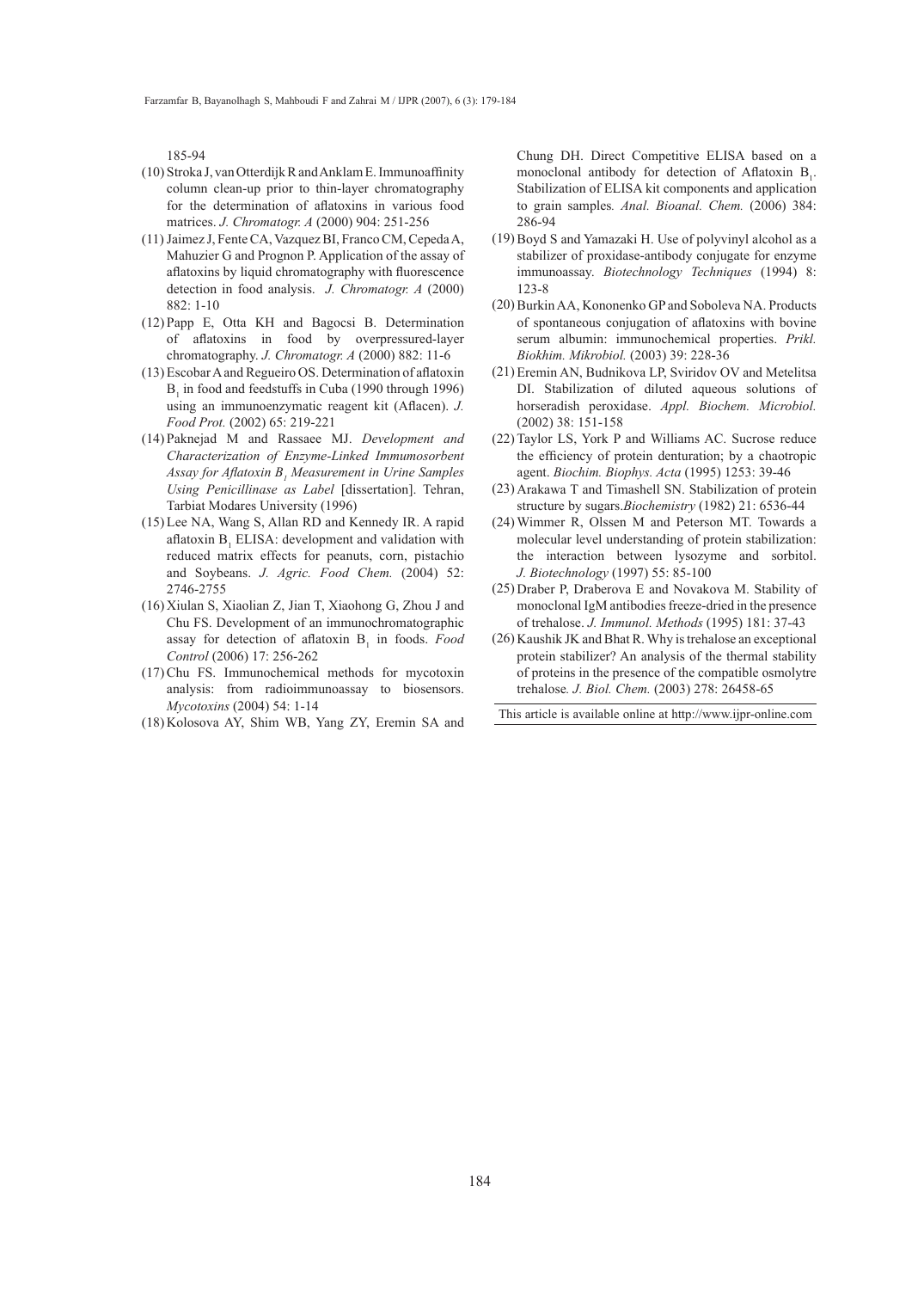185-94

(10) Stroka J, van Otterdijk R and Anklam E. Immunoaffinity column clean-up prior to thin-layer chromatography for the determination of aflatoxins in various food matrices. *J. Chromatogr. A* (2000) 904: 251-256

(11) Jaimez J, Fente CA, Vazquez BI, Franco CM, Cepeda A, Mahuzier G and Prognon P. Application of the assay of aflatoxins by liquid chromatography with fluorescence detection in food analysis. *J. Chromatogr. A* (2000) 882: 1-10

(12) Papp E, Otta KH and Bagocsi B. Determination of aflatoxins in food by overpressured-layer chromatography. *J. Chromatogr. A* (2000) 882: 11-6

(13) Escobar A and Regueiro OS. Determination of aflatoxin $B_1$ in food and feedstuffs in Cuba (1990 through 1996) using an immunoenzymatic reagent kit (Aflacen). *J. Food Prot.* (2002) 65: 219-221

(14) Paknejad M and Rassaee MJ. *Development and Characterization of Enzyme-Linked Immumosorbent Assay for Aflatoxin $B_1$ Measurement in Urine Samples Using Penicillinase as Label* [dissertation]. Tehran, Tarbiat Modares University (1996)

(15) Lee NA, Wang S, Allan RD and Kennedy IR. A rapid aflatoxin $B_1$ ELISA: development and validation with reduced matrix effects for peanuts, corn, pistachio and Soybeans. *J. Agric. Food Chem.* (2004) 52: 2746-2755

(16) Xiulan S, Xiaolian Z, Jian T, Xiaohong G, Zhou J and Chu FS. Development of an immunochromatographic assay for detection of aflatoxin $B_1$ in foods. *Food Control* (2006) 17: 256-262

(17) Chu FS. Immunochemical methods for mycotoxin analysis: from radioimmunoassay to biosensors. *Mycotoxins* (2004) 54: 1-14

(18) Kolosova AY, Shim WB, Yang ZY, Eremin SA and Chung DH. Direct Competitive ELISA based on a monoclonal antibody for detection of Aflatoxin $B_1$. Stabilization of ELISA kit components and application to grain samples*. Anal. Bioanal. Chem.* (2006) 384: 286-94

(19) Boyd S and Yamazaki H. Use of polyvinyl alcohol as a stabilizer of proxidase-antibody conjugate for enzyme immunoassay. *Biotechnology Techniques* (1994) 8: 123-8

(20) Burkin AA, Kononenko GP and Soboleva NA. Products of spontaneous conjugation of aflatoxins with bovine serum albumin: immunochemical properties. *Prikl. Biokhim. Mikrobiol.* (2003) 39: 228-36

(21) Eremin AN, Budnikova LP, Sviridov OV and Metelitsa DI. Stabilization of diluted aqueous solutions of horseradish peroxidase. *Appl. Biochem. Microbiol.* (2002) 38: 151-158

(22) Taylor LS, York P and Williams AC. Sucrose reduce the efficiency of protein denturation; by a chaotropic agent. *Biochim. Biophys. Acta* (1995) 1253: 39-46

(23) Arakawa T and Timashell SN. Stabilization of protein structure by sugars.*Biochemistry* (1982) 21: 6536-44

(24) Wimmer R, Olssen M and Peterson MT. Towards a molecular level understanding of protein stabilization: the interaction between lysozyme and sorbitol. *J. Biotechnology* (1997) 55: 85-100

(25) Draber P, Draberova E and Novakova M. Stability of monoclonal IgM antibodies freeze-dried in the presence of trehalose. *J. Immunol. Methods* (1995) 181: 37-43

(26) Kaushik JK and Bhat R. Why is trehalose an exceptional protein stabilizer? An analysis of the thermal stability of proteins in the presence of the compatible osmolytre trehalose. *J. Biol. Chem.* (2003) 278: 26458-65

This article is available online at http://www.ijpr-online.com